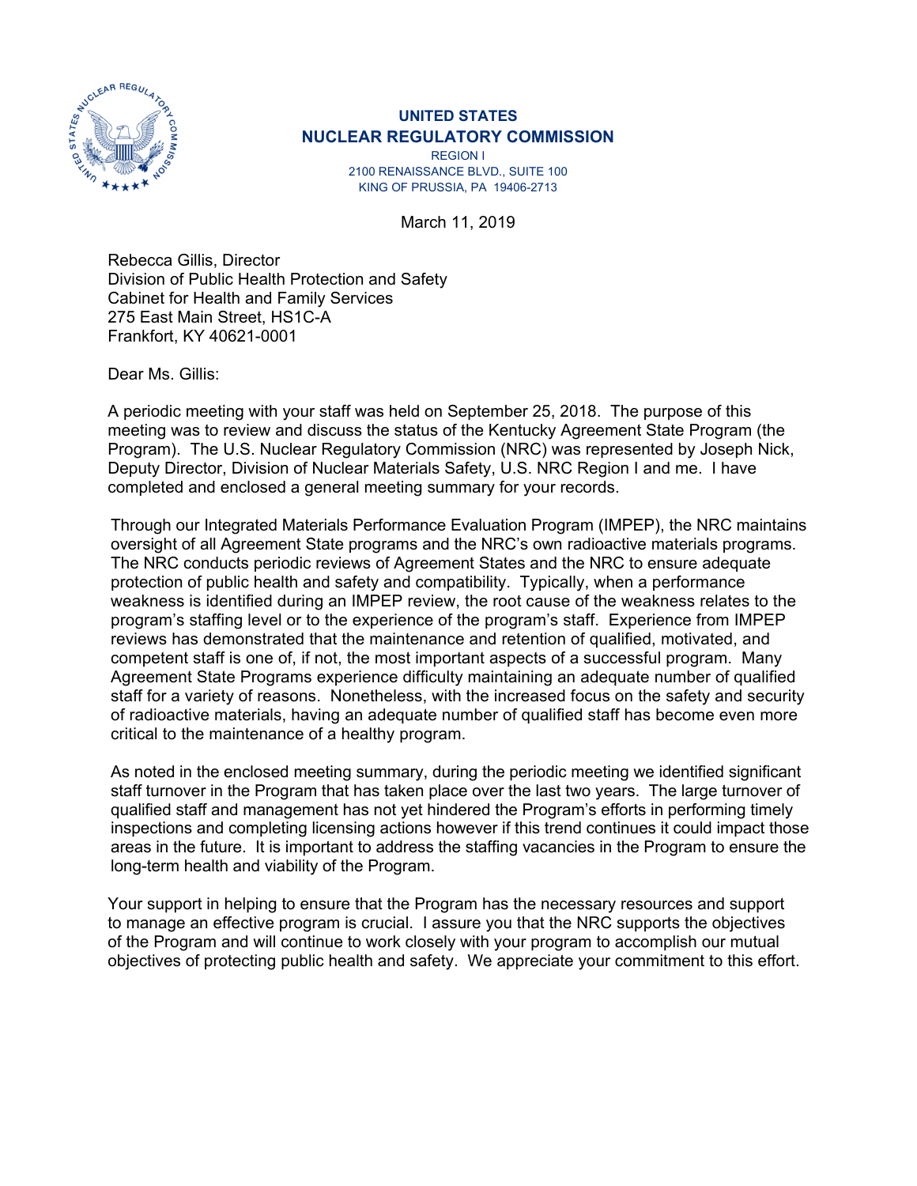**UNITED STATES**
**NUCLEAR REGULATORY COMMISSION**
REGION I
2100 RENAISSANCE BLVD., SUITE 100
KING OF PRUSSIA, PA 19406-2713

March 11, 2019

Rebecca Gillis, Director
Division of Public Health Protection and Safety
Cabinet for Health and Family Services
275 East Main Street, HS1C-A
Frankfort, KY 40621-0001

Dear Ms. Gillis:

A periodic meeting with your staff was held on September 25, 2018. The purpose of this meeting was to review and discuss the status of the Kentucky Agreement State Program (the Program). The U.S. Nuclear Regulatory Commission (NRC) was represented by Joseph Nick, Deputy Director, Division of Nuclear Materials Safety, U.S. NRC Region I and me. I have completed and enclosed a general meeting summary for your records.

Through our Integrated Materials Performance Evaluation Program (IMPEP), the NRC maintains oversight of all Agreement State programs and the NRC's own radioactive materials programs. The NRC conducts periodic reviews of Agreement States and the NRC to ensure adequate protection of public health and safety and compatibility. Typically, when a performance weakness is identified during an IMPEP review, the root cause of the weakness relates to the program's staffing level or to the experience of the program's staff. Experience from IMPEP reviews has demonstrated that the maintenance and retention of qualified, motivated, and competent staff is one of, if not, the most important aspects of a successful program. Many Agreement State Programs experience difficulty maintaining an adequate number of qualified staff for a variety of reasons. Nonetheless, with the increased focus on the safety and security of radioactive materials, having an adequate number of qualified staff has become even more critical to the maintenance of a healthy program.

As noted in the enclosed meeting summary, during the periodic meeting we identified significant staff turnover in the Program that has taken place over the last two years. The large turnover of qualified staff and management has not yet hindered the Program's efforts in performing timely inspections and completing licensing actions however if this trend continues it could impact those areas in the future. It is important to address the staffing vacancies in the Program to ensure the long-term health and viability of the Program.

Your support in helping to ensure that the Program has the necessary resources and support to manage an effective program is crucial. I assure you that the NRC supports the objectives of the Program and will continue to work closely with your program to accomplish our mutual objectives of protecting public health and safety. We appreciate your commitment to this effort.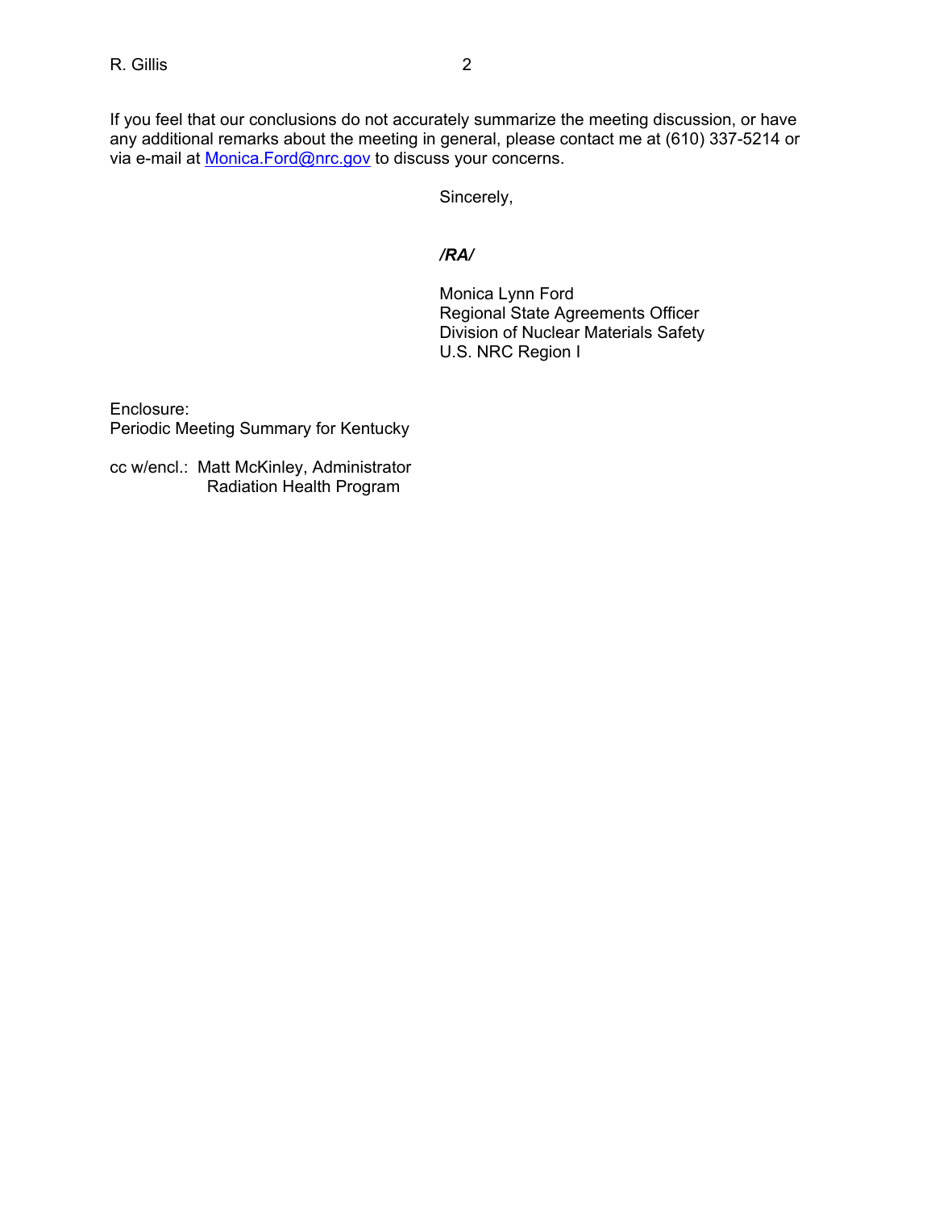If you feel that our conclusions do not accurately summarize the meeting discussion, or have any additional remarks about the meeting in general, please contact me at (610) 337-5214 or via e-mail at Monica.Ford@nrc.gov to discuss your concerns.

Sincerely,

***/RA/***

Monica Lynn Ford
Regional State Agreements Officer
Division of Nuclear Materials Safety
U.S. NRC Region I

Enclosure:
Periodic Meeting Summary for Kentucky

cc w/encl.: Matt McKinley, Administrator
Radiation Health Program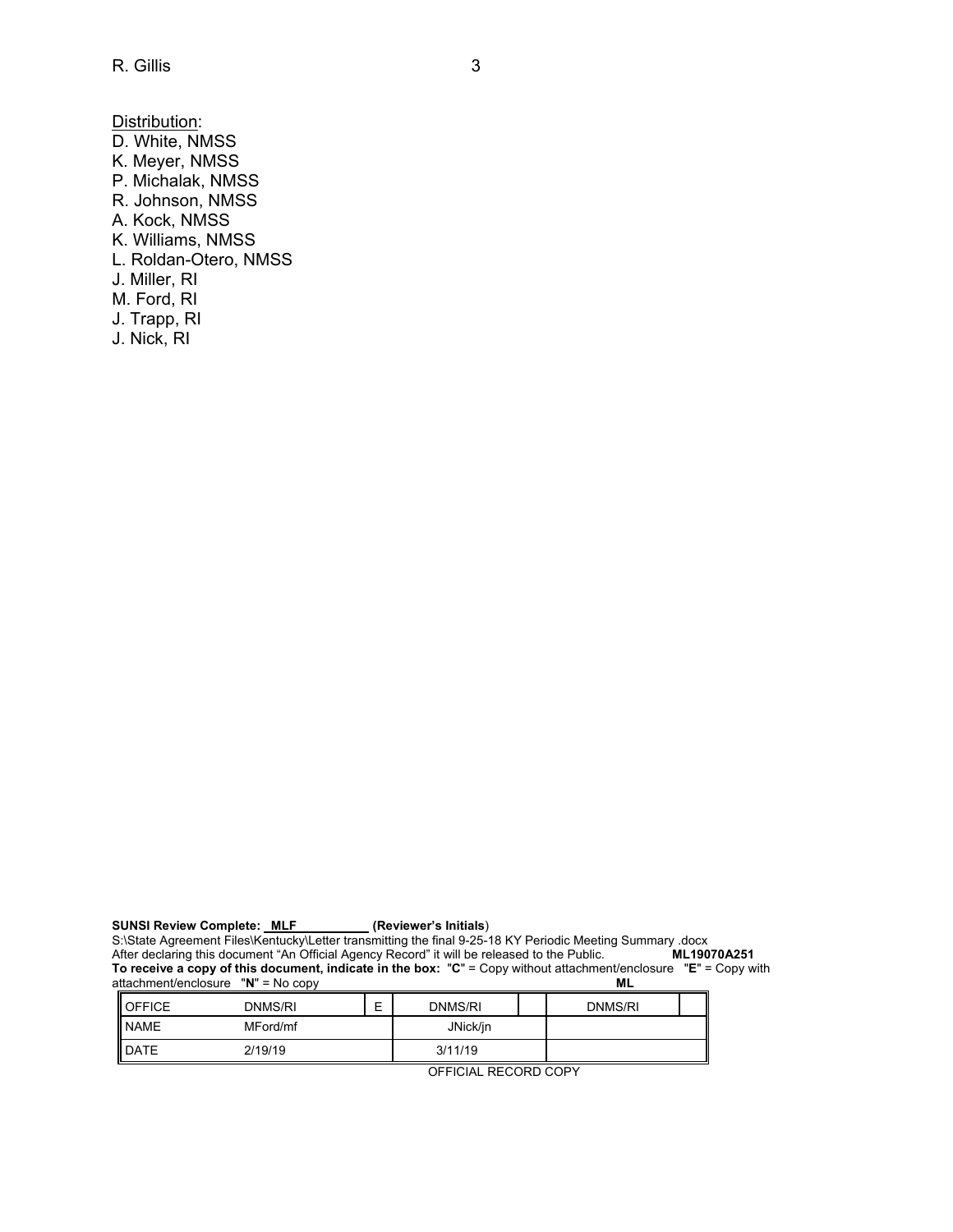Distribution:
D. White, NMSS
K. Meyer, NMSS
P. Michalak, NMSS
R. Johnson, NMSS
A. Kock, NMSS
K. Williams, NMSS
L. Roldan-Otero, NMSS
J. Miller, RI
M. Ford, RI
J. Trapp, RI
J. Nick, RI

**SUNSI Review Complete:** MLF **(Reviewer's Initials)**
S:\State Agreement Files\Kentucky\Letter transmitting the final 9-25-18 KY Periodic Meeting Summary .docx
After declaring this document "An Official Agency Record" it will be released to the Public. **ML19070A251**
**To receive a copy of this document, indicate in the box:** "**C**" = Copy without attachment/enclosure "**E**" = Copy with attachment/enclosure "**N**" = No copy **ML**

| OFFICE | DNMS/RI | E | DNMS/RI | | DNMS/RI | |
|---|---|---|---|---|---|---|
| NAME | MFord/mf | | JNick/jn | | | |
| DATE | 2/19/19 | | 3/11/19 | | | |

OFFICIAL RECORD COPY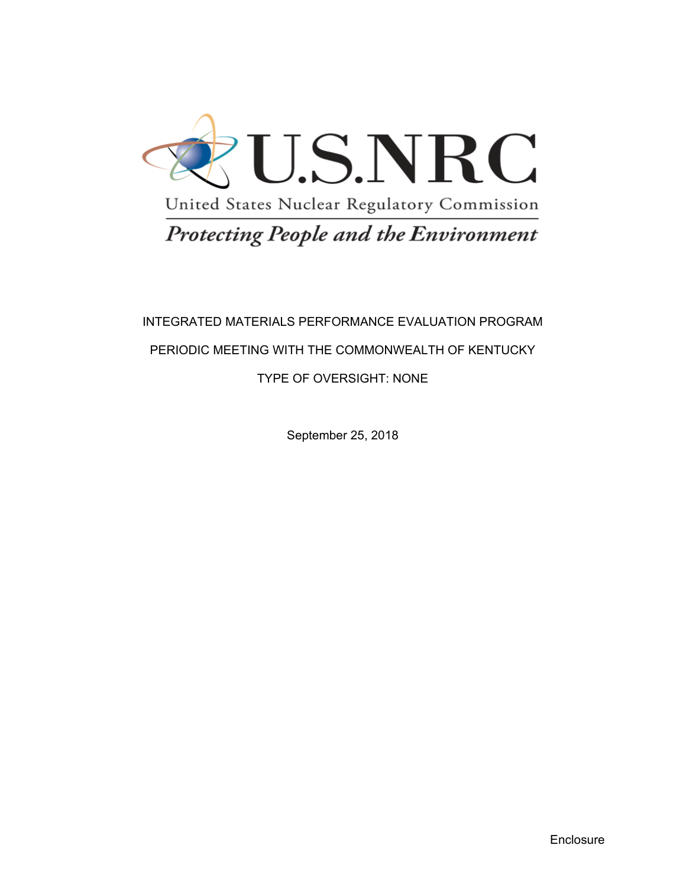U.S.NRC

United States Nuclear Regulatory Commission

*Protecting People and the Environment*

INTEGRATED MATERIALS PERFORMANCE EVALUATION PROGRAM

PERIODIC MEETING WITH THE COMMONWEALTH OF KENTUCKY

TYPE OF OVERSIGHT: NONE

September 25, 2018

Enclosure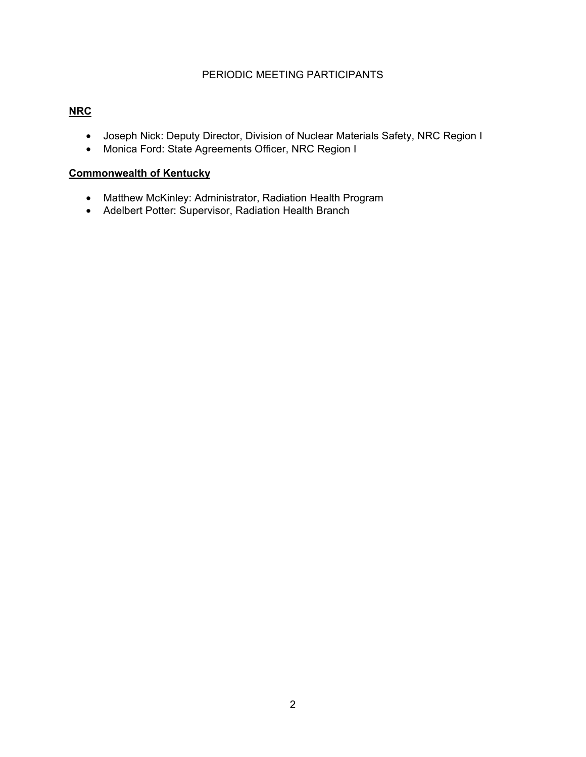# PERIODIC MEETING PARTICIPANTS

**NRC**

- Joseph Nick: Deputy Director, Division of Nuclear Materials Safety, NRC Region I
- Monica Ford: State Agreements Officer, NRC Region I

**Commonwealth of Kentucky**

- Matthew McKinley: Administrator, Radiation Health Program
- Adelbert Potter: Supervisor, Radiation Health Branch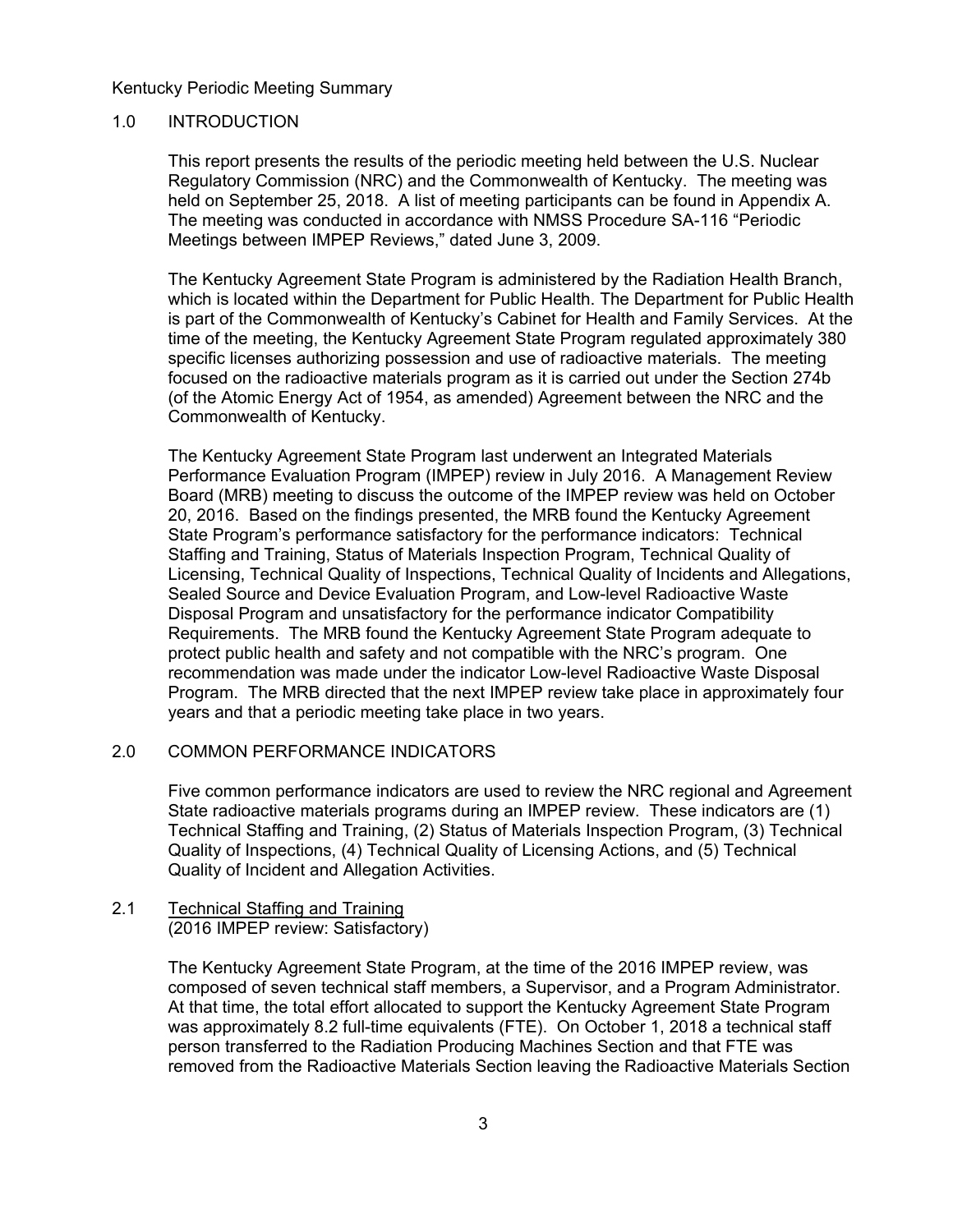Kentucky Periodic Meeting Summary

## 1.0 INTRODUCTION

This report presents the results of the periodic meeting held between the U.S. Nuclear Regulatory Commission (NRC) and the Commonwealth of Kentucky. The meeting was held on September 25, 2018. A list of meeting participants can be found in Appendix A. The meeting was conducted in accordance with NMSS Procedure SA-116 "Periodic Meetings between IMPEP Reviews," dated June 3, 2009.

The Kentucky Agreement State Program is administered by the Radiation Health Branch, which is located within the Department for Public Health. The Department for Public Health is part of the Commonwealth of Kentucky's Cabinet for Health and Family Services. At the time of the meeting, the Kentucky Agreement State Program regulated approximately 380 specific licenses authorizing possession and use of radioactive materials. The meeting focused on the radioactive materials program as it is carried out under the Section 274b (of the Atomic Energy Act of 1954, as amended) Agreement between the NRC and the Commonwealth of Kentucky.

The Kentucky Agreement State Program last underwent an Integrated Materials Performance Evaluation Program (IMPEP) review in July 2016. A Management Review Board (MRB) meeting to discuss the outcome of the IMPEP review was held on October 20, 2016. Based on the findings presented, the MRB found the Kentucky Agreement State Program's performance satisfactory for the performance indicators: Technical Staffing and Training, Status of Materials Inspection Program, Technical Quality of Licensing, Technical Quality of Inspections, Technical Quality of Incidents and Allegations, Sealed Source and Device Evaluation Program, and Low-level Radioactive Waste Disposal Program and unsatisfactory for the performance indicator Compatibility Requirements. The MRB found the Kentucky Agreement State Program adequate to protect public health and safety and not compatible with the NRC's program. One recommendation was made under the indicator Low-level Radioactive Waste Disposal Program. The MRB directed that the next IMPEP review take place in approximately four years and that a periodic meeting take place in two years.

## 2.0 COMMON PERFORMANCE INDICATORS

Five common performance indicators are used to review the NRC regional and Agreement State radioactive materials programs during an IMPEP review. These indicators are (1) Technical Staffing and Training, (2) Status of Materials Inspection Program, (3) Technical Quality of Inspections, (4) Technical Quality of Licensing Actions, and (5) Technical Quality of Incident and Allegation Activities.

### 2.1 Technical Staffing and Training
(2016 IMPEP review: Satisfactory)

The Kentucky Agreement State Program, at the time of the 2016 IMPEP review, was composed of seven technical staff members, a Supervisor, and a Program Administrator. At that time, the total effort allocated to support the Kentucky Agreement State Program was approximately 8.2 full-time equivalents (FTE). On October 1, 2018 a technical staff person transferred to the Radiation Producing Machines Section and that FTE was removed from the Radioactive Materials Section leaving the Radioactive Materials Section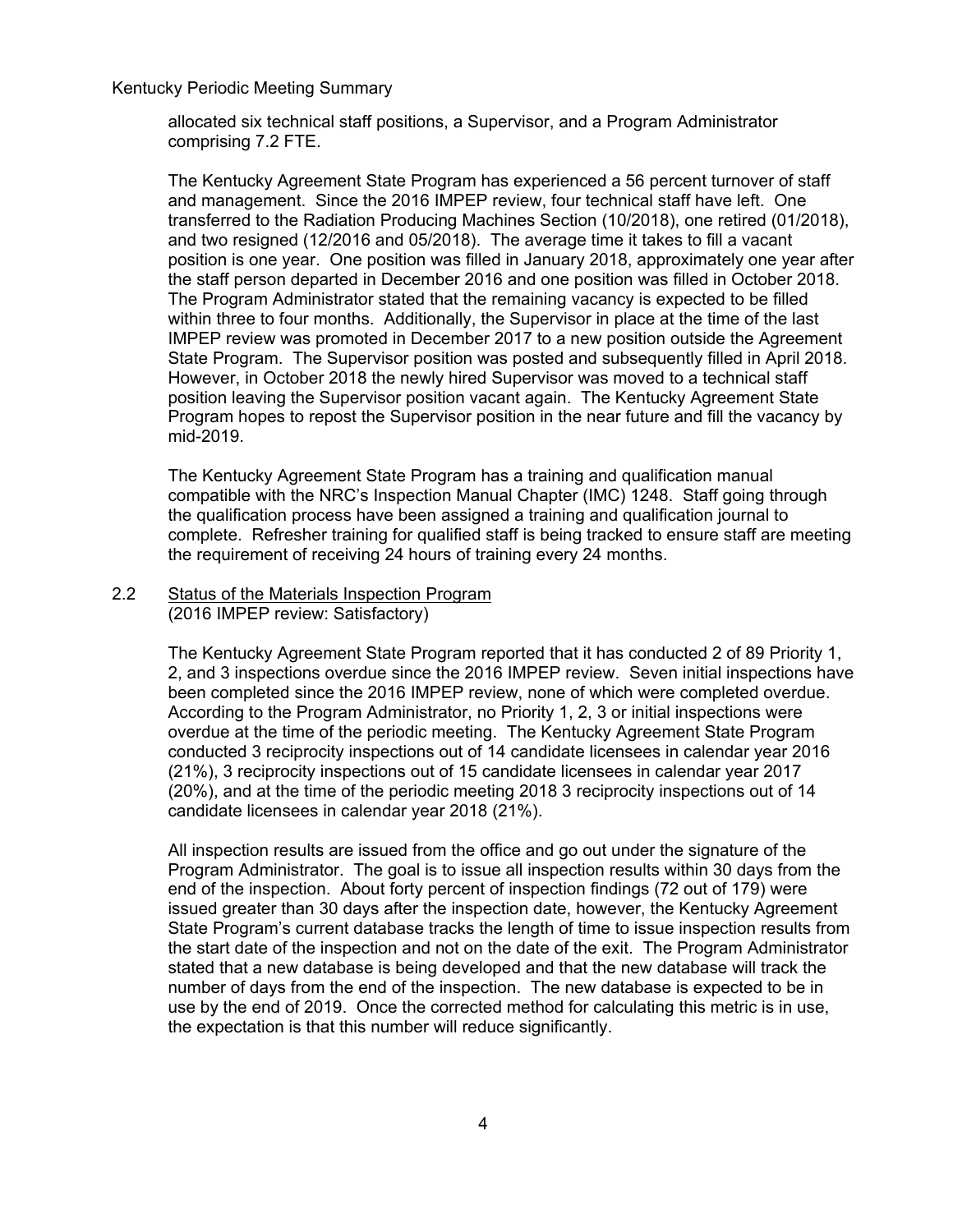allocated six technical staff positions, a Supervisor, and a Program Administrator comprising 7.2 FTE.

The Kentucky Agreement State Program has experienced a 56 percent turnover of staff and management. Since the 2016 IMPEP review, four technical staff have left. One transferred to the Radiation Producing Machines Section (10/2018), one retired (01/2018), and two resigned (12/2016 and 05/2018). The average time it takes to fill a vacant position is one year. One position was filled in January 2018, approximately one year after the staff person departed in December 2016 and one position was filled in October 2018. The Program Administrator stated that the remaining vacancy is expected to be filled within three to four months. Additionally, the Supervisor in place at the time of the last IMPEP review was promoted in December 2017 to a new position outside the Agreement State Program. The Supervisor position was posted and subsequently filled in April 2018. However, in October 2018 the newly hired Supervisor was moved to a technical staff position leaving the Supervisor position vacant again. The Kentucky Agreement State Program hopes to repost the Supervisor position in the near future and fill the vacancy by mid-2019.

The Kentucky Agreement State Program has a training and qualification manual compatible with the NRC's Inspection Manual Chapter (IMC) 1248. Staff going through the qualification process have been assigned a training and qualification journal to complete. Refresher training for qualified staff is being tracked to ensure staff are meeting the requirement of receiving 24 hours of training every 24 months.

### 2.2 Status of the Materials Inspection Program

(2016 IMPEP review: Satisfactory)

The Kentucky Agreement State Program reported that it has conducted 2 of 89 Priority 1, 2, and 3 inspections overdue since the 2016 IMPEP review. Seven initial inspections have been completed since the 2016 IMPEP review, none of which were completed overdue. According to the Program Administrator, no Priority 1, 2, 3 or initial inspections were overdue at the time of the periodic meeting. The Kentucky Agreement State Program conducted 3 reciprocity inspections out of 14 candidate licensees in calendar year 2016 (21%), 3 reciprocity inspections out of 15 candidate licensees in calendar year 2017 (20%), and at the time of the periodic meeting 2018 3 reciprocity inspections out of 14 candidate licensees in calendar year 2018 (21%).

All inspection results are issued from the office and go out under the signature of the Program Administrator. The goal is to issue all inspection results within 30 days from the end of the inspection. About forty percent of inspection findings (72 out of 179) were issued greater than 30 days after the inspection date, however, the Kentucky Agreement State Program's current database tracks the length of time to issue inspection results from the start date of the inspection and not on the date of the exit. The Program Administrator stated that a new database is being developed and that the new database will track the number of days from the end of the inspection. The new database is expected to be in use by the end of 2019. Once the corrected method for calculating this metric is in use, the expectation is that this number will reduce significantly.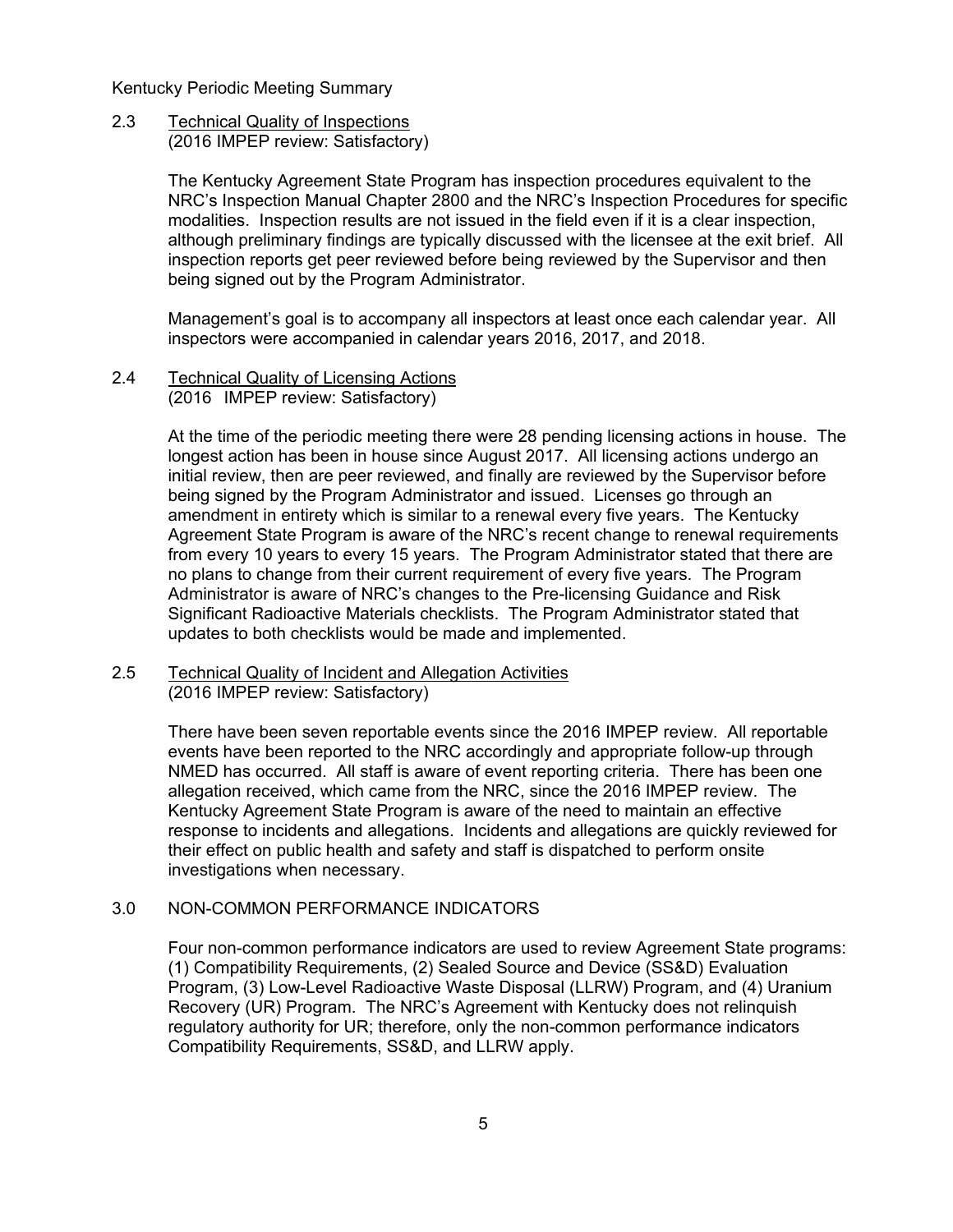### 2.3 Technical Quality of Inspections

(2016 IMPEP review: Satisfactory)

The Kentucky Agreement State Program has inspection procedures equivalent to the NRC's Inspection Manual Chapter 2800 and the NRC's Inspection Procedures for specific modalities. Inspection results are not issued in the field even if it is a clear inspection, although preliminary findings are typically discussed with the licensee at the exit brief. All inspection reports get peer reviewed before being reviewed by the Supervisor and then being signed out by the Program Administrator.

Management's goal is to accompany all inspectors at least once each calendar year. All inspectors were accompanied in calendar years 2016, 2017, and 2018.

### 2.4 Technical Quality of Licensing Actions

(2016 IMPEP review: Satisfactory)

At the time of the periodic meeting there were 28 pending licensing actions in house. The longest action has been in house since August 2017. All licensing actions undergo an initial review, then are peer reviewed, and finally are reviewed by the Supervisor before being signed by the Program Administrator and issued. Licenses go through an amendment in entirety which is similar to a renewal every five years. The Kentucky Agreement State Program is aware of the NRC's recent change to renewal requirements from every 10 years to every 15 years. The Program Administrator stated that there are no plans to change from their current requirement of every five years. The Program Administrator is aware of NRC's changes to the Pre-licensing Guidance and Risk Significant Radioactive Materials checklists. The Program Administrator stated that updates to both checklists would be made and implemented.

### 2.5 Technical Quality of Incident and Allegation Activities

(2016 IMPEP review: Satisfactory)

There have been seven reportable events since the 2016 IMPEP review. All reportable events have been reported to the NRC accordingly and appropriate follow-up through NMED has occurred. All staff is aware of event reporting criteria. There has been one allegation received, which came from the NRC, since the 2016 IMPEP review. The Kentucky Agreement State Program is aware of the need to maintain an effective response to incidents and allegations. Incidents and allegations are quickly reviewed for their effect on public health and safety and staff is dispatched to perform onsite investigations when necessary.

## 3.0 NON-COMMON PERFORMANCE INDICATORS

Four non-common performance indicators are used to review Agreement State programs: (1) Compatibility Requirements, (2) Sealed Source and Device (SS&D) Evaluation Program, (3) Low-Level Radioactive Waste Disposal (LLRW) Program, and (4) Uranium Recovery (UR) Program. The NRC's Agreement with Kentucky does not relinquish regulatory authority for UR; therefore, only the non-common performance indicators Compatibility Requirements, SS&D, and LLRW apply.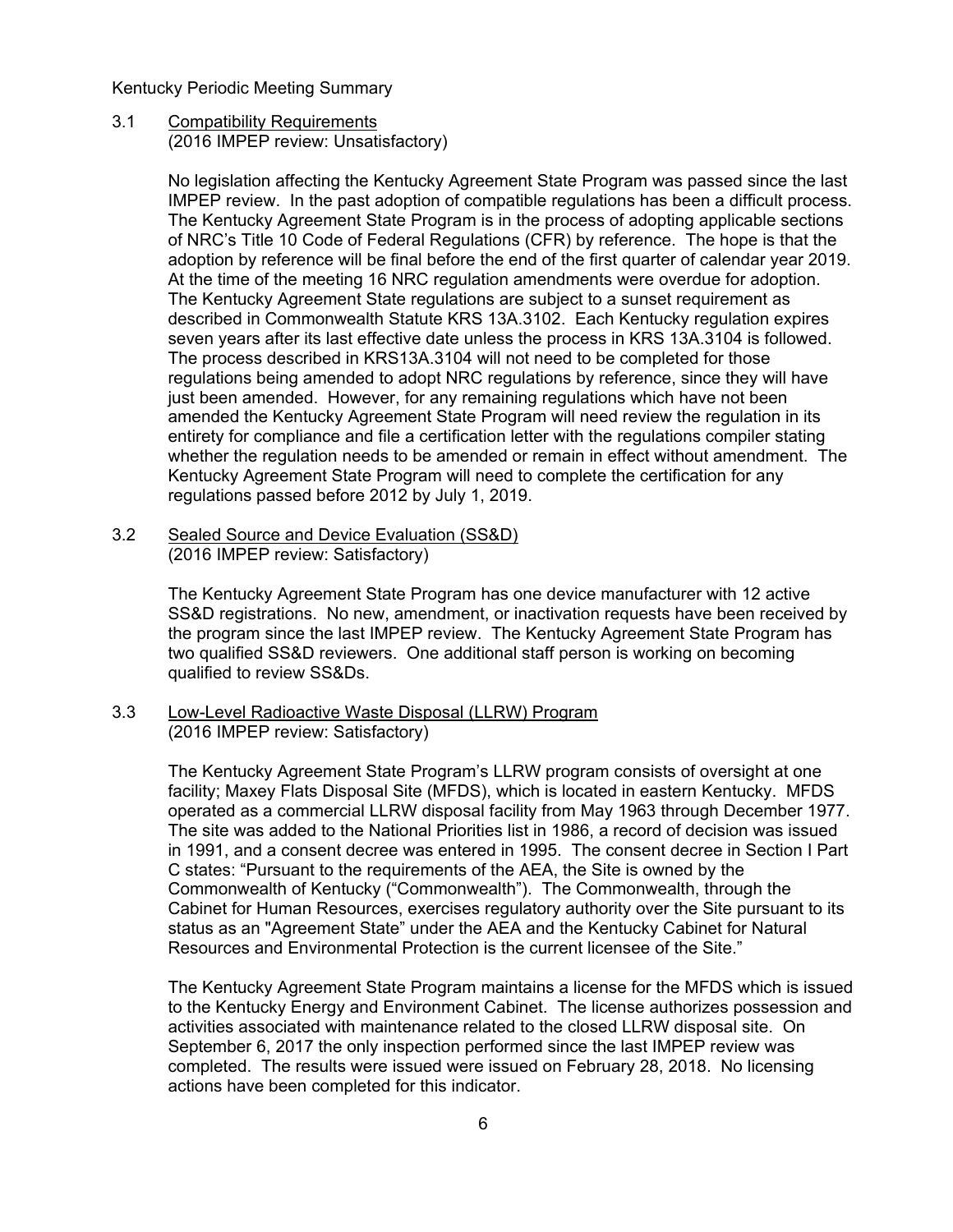### 3.1 Compatibility Requirements
(2016 IMPEP review: Unsatisfactory)

No legislation affecting the Kentucky Agreement State Program was passed since the last IMPEP review. In the past adoption of compatible regulations has been a difficult process. The Kentucky Agreement State Program is in the process of adopting applicable sections of NRC's Title 10 Code of Federal Regulations (CFR) by reference. The hope is that the adoption by reference will be final before the end of the first quarter of calendar year 2019. At the time of the meeting 16 NRC regulation amendments were overdue for adoption. The Kentucky Agreement State regulations are subject to a sunset requirement as described in Commonwealth Statute KRS 13A.3102. Each Kentucky regulation expires seven years after its last effective date unless the process in KRS 13A.3104 is followed. The process described in KRS13A.3104 will not need to be completed for those regulations being amended to adopt NRC regulations by reference, since they will have just been amended. However, for any remaining regulations which have not been amended the Kentucky Agreement State Program will need review the regulation in its entirety for compliance and file a certification letter with the regulations compiler stating whether the regulation needs to be amended or remain in effect without amendment. The Kentucky Agreement State Program will need to complete the certification for any regulations passed before 2012 by July 1, 2019.

### 3.2 Sealed Source and Device Evaluation (SS&D)
(2016 IMPEP review: Satisfactory)

The Kentucky Agreement State Program has one device manufacturer with 12 active SS&D registrations. No new, amendment, or inactivation requests have been received by the program since the last IMPEP review. The Kentucky Agreement State Program has two qualified SS&D reviewers. One additional staff person is working on becoming qualified to review SS&Ds.

### 3.3 Low-Level Radioactive Waste Disposal (LLRW) Program
(2016 IMPEP review: Satisfactory)

The Kentucky Agreement State Program's LLRW program consists of oversight at one facility; Maxey Flats Disposal Site (MFDS), which is located in eastern Kentucky. MFDS operated as a commercial LLRW disposal facility from May 1963 through December 1977. The site was added to the National Priorities list in 1986, a record of decision was issued in 1991, and a consent decree was entered in 1995. The consent decree in Section I Part C states: "Pursuant to the requirements of the AEA, the Site is owned by the Commonwealth of Kentucky ("Commonwealth"). The Commonwealth, through the Cabinet for Human Resources, exercises regulatory authority over the Site pursuant to its status as an "Agreement State" under the AEA and the Kentucky Cabinet for Natural Resources and Environmental Protection is the current licensee of the Site."

The Kentucky Agreement State Program maintains a license for the MFDS which is issued to the Kentucky Energy and Environment Cabinet. The license authorizes possession and activities associated with maintenance related to the closed LLRW disposal site. On September 6, 2017 the only inspection performed since the last IMPEP review was completed. The results were issued were issued on February 28, 2018. No licensing actions have been completed for this indicator.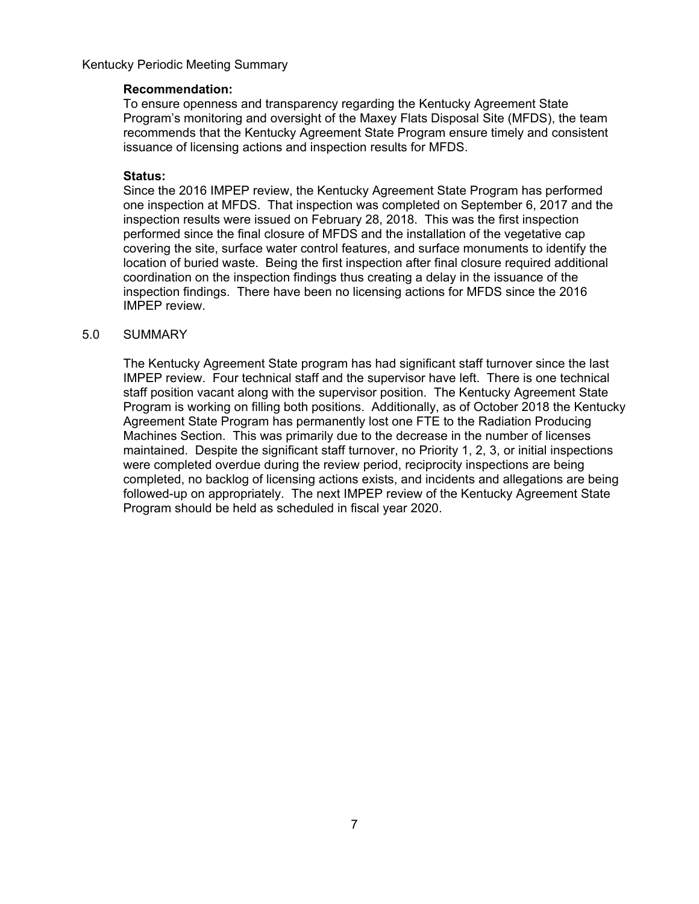**Recommendation:**

To ensure openness and transparency regarding the Kentucky Agreement State Program's monitoring and oversight of the Maxey Flats Disposal Site (MFDS), the team recommends that the Kentucky Agreement State Program ensure timely and consistent issuance of licensing actions and inspection results for MFDS.

**Status:**

Since the 2016 IMPEP review, the Kentucky Agreement State Program has performed one inspection at MFDS. That inspection was completed on September 6, 2017 and the inspection results were issued on February 28, 2018. This was the first inspection performed since the final closure of MFDS and the installation of the vegetative cap covering the site, surface water control features, and surface monuments to identify the location of buried waste. Being the first inspection after final closure required additional coordination on the inspection findings thus creating a delay in the issuance of the inspection findings. There have been no licensing actions for MFDS since the 2016 IMPEP review.

## 5.0 SUMMARY

The Kentucky Agreement State program has had significant staff turnover since the last IMPEP review. Four technical staff and the supervisor have left. There is one technical staff position vacant along with the supervisor position. The Kentucky Agreement State Program is working on filling both positions. Additionally, as of October 2018 the Kentucky Agreement State Program has permanently lost one FTE to the Radiation Producing Machines Section. This was primarily due to the decrease in the number of licenses maintained. Despite the significant staff turnover, no Priority 1, 2, 3, or initial inspections were completed overdue during the review period, reciprocity inspections are being completed, no backlog of licensing actions exists, and incidents and allegations are being followed-up on appropriately. The next IMPEP review of the Kentucky Agreement State Program should be held as scheduled in fiscal year 2020.